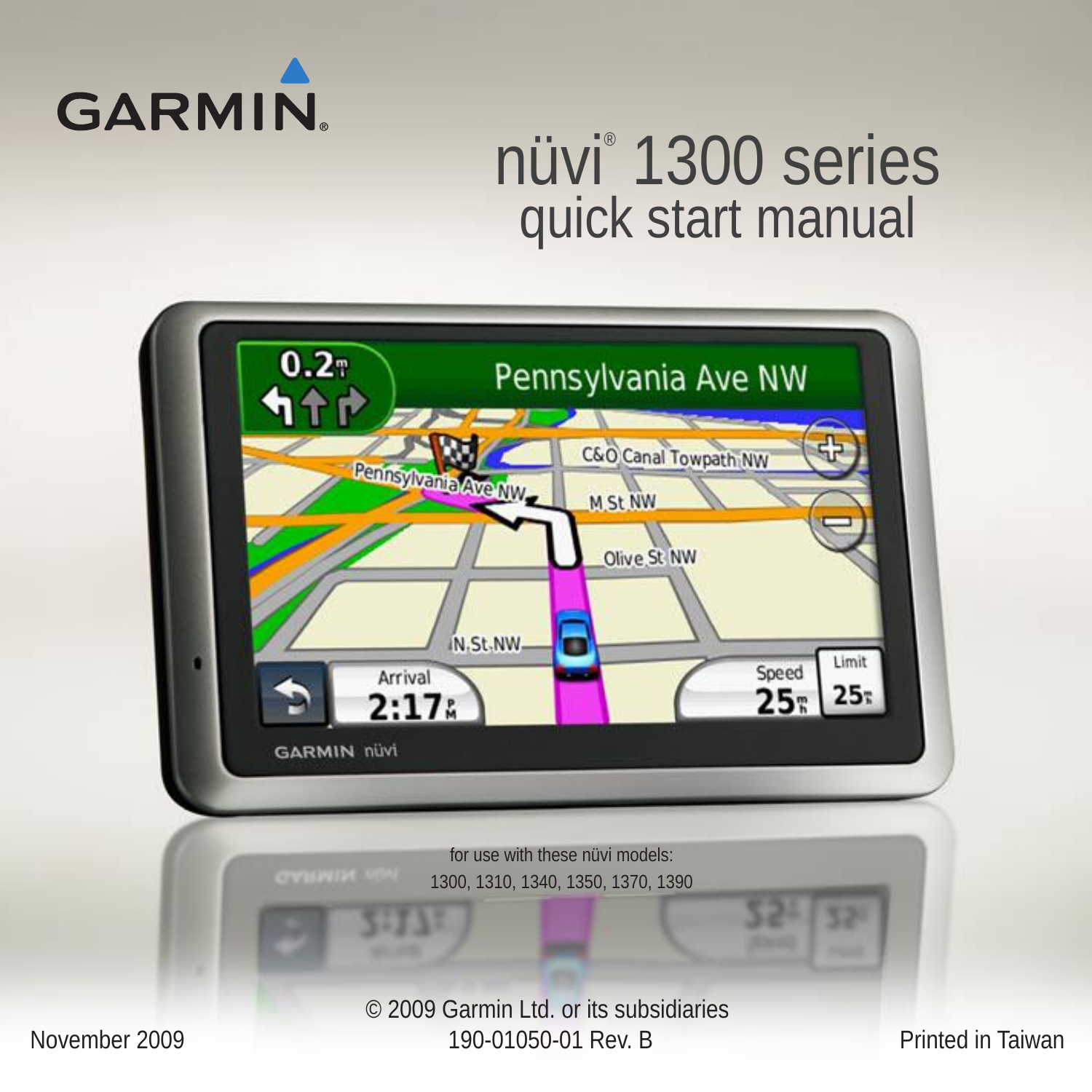GARMIN®

# nüvi® 1300 series
## quick start manual

for use with these nüvi models:
1300, 1310, 1340, 1350, 1370, 1390

© 2009 Garmin Ltd. or its subsidiaries

November 2009 190-01050-01 Rev. B Printed in Taiwan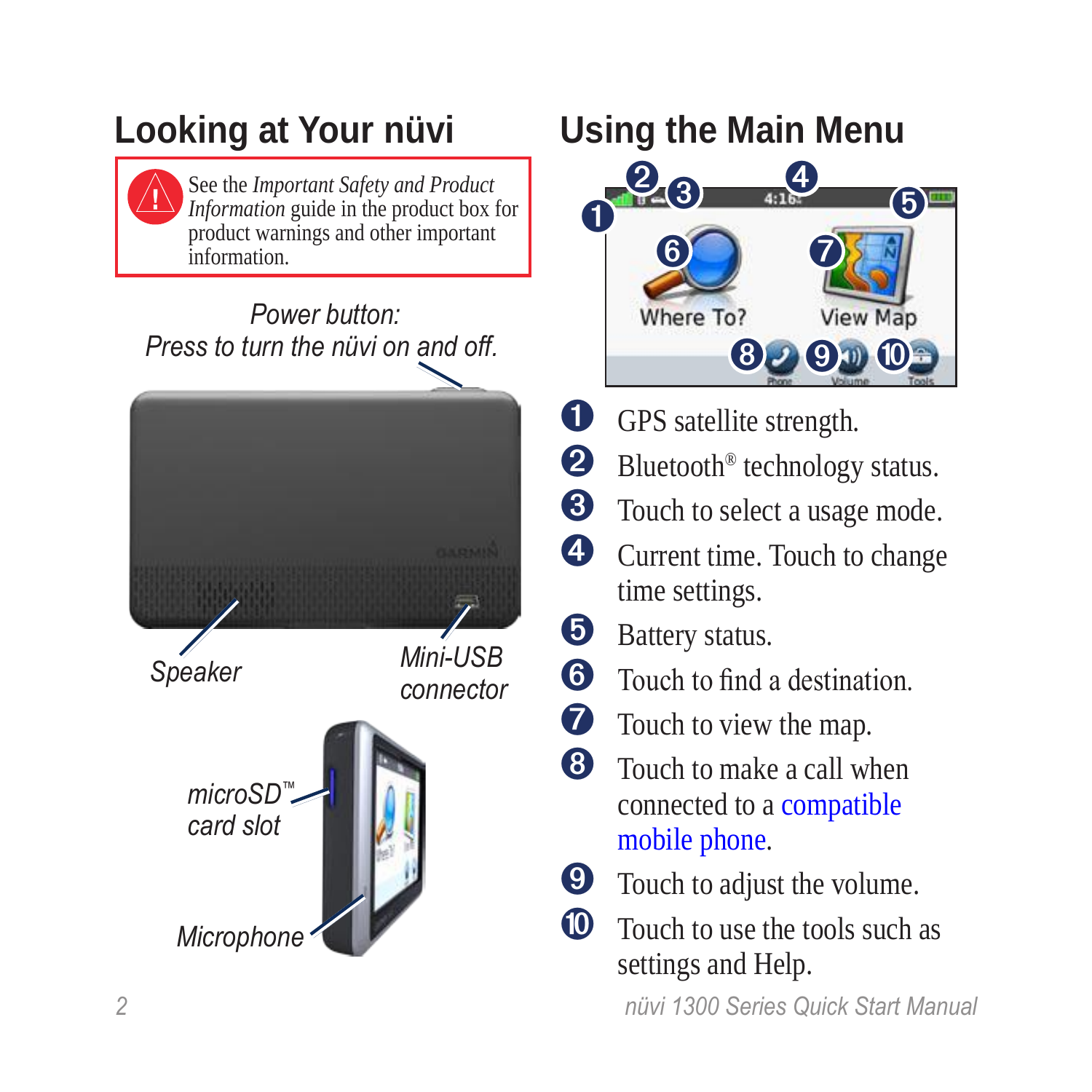## Looking at Your nüvi

> See the *Important Safety and Product Information* guide in the product box for product warnings and other important information.

*Power button: Press to turn the nüvi on and off.*

*Speaker*

*Mini-USB connector*

*microSD™ card slot*

*Microphone*

## Using the Main Menu

1. GPS satellite strength.
2. Bluetooth® technology status.
3. Touch to select a usage mode.
4. Current time. Touch to change time settings.
5. Battery status.
6. Touch to find a destination.
7. Touch to view the map.
8. Touch to make a call when connected to a compatible mobile phone.
9. Touch to adjust the volume.
10. Touch to use the tools such as settings and Help.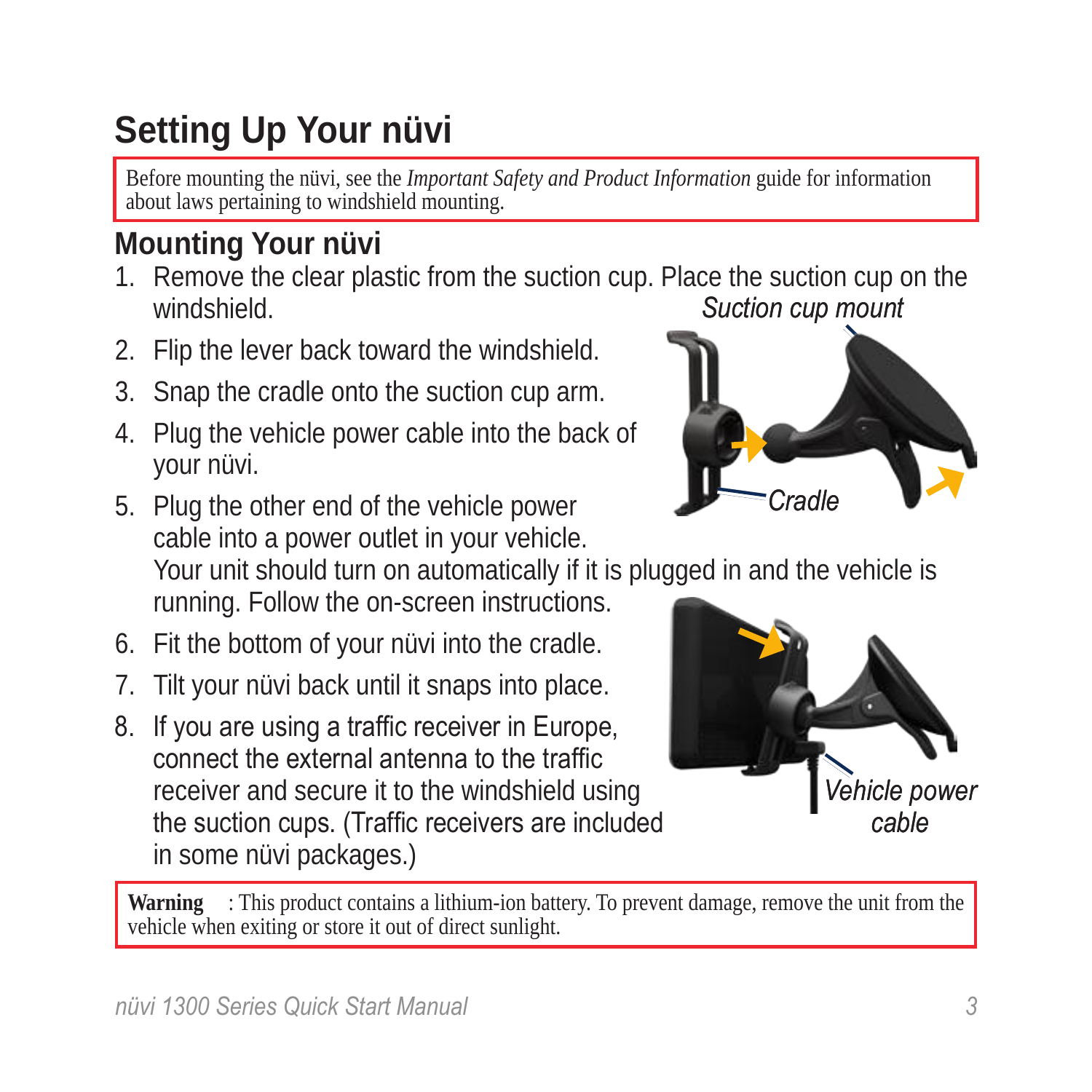# Setting Up Your nüvi

> Before mounting the nüvi, see the *Important Safety and Product Information* guide for information about laws pertaining to windshield mounting.

## Mounting Your nüvi

1. Remove the clear plastic from the suction cup. Place the suction cup on the windshield.
2. Flip the lever back toward the windshield.
3. Snap the cradle onto the suction cup arm.
4. Plug the vehicle power cable into the back of your nüvi.
5. Plug the other end of the vehicle power cable into a power outlet in your vehicle. Your unit should turn on automatically if it is plugged in and the vehicle is running. Follow the on-screen instructions.
6. Fit the bottom of your nüvi into the cradle.
7. Tilt your nüvi back until it snaps into place.
8. If you are using a traffic receiver in Europe, connect the external antenna to the traffic receiver and secure it to the windshield using the suction cups. (Traffic receivers are included in some nüvi packages.)

*Suction cup mount*

*Cradle*

*Vehicle power cable*

> **Warning**: This product contains a lithium-ion battery. To prevent damage, remove the unit from the vehicle when exiting or store it out of direct sunlight.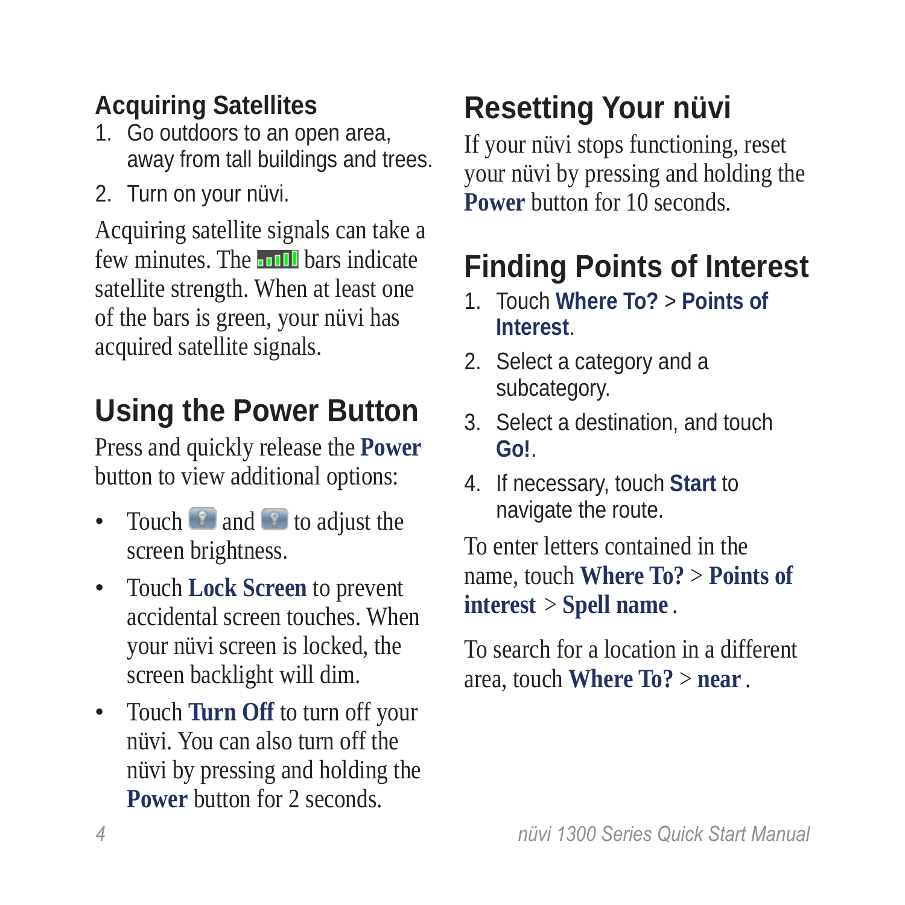### Acquiring Satellites

1. Go outdoors to an open area, away from tall buildings and trees.
2. Turn on your nüvi.

Acquiring satellite signals can take a few minutes. The bars indicate satellite strength. When at least one of the bars is green, your nüvi has acquired satellite signals.

## Using the Power Button

Press and quickly release the **Power** button to view additional options:

- Touch and to adjust the screen brightness.
- Touch **Lock Screen** to prevent accidental screen touches. When your nüvi screen is locked, the screen backlight will dim.
- Touch **Turn Off** to turn off your nüvi. You can also turn off the nüvi by pressing and holding the **Power** button for 2 seconds.

## Resetting Your nüvi

If your nüvi stops functioning, reset your nüvi by pressing and holding the **Power** button for 10 seconds.

## Finding Points of Interest

1. Touch **Where To?** > **Points of Interest**.
2. Select a category and a subcategory.
3. Select a destination, and touch **Go!**.
4. If necessary, touch **Start** to navigate the route.

To enter letters contained in the name, touch **Where To?** > **Points of interest** > **Spell name**.

To search for a location in a different area, touch **Where To?** > **near**.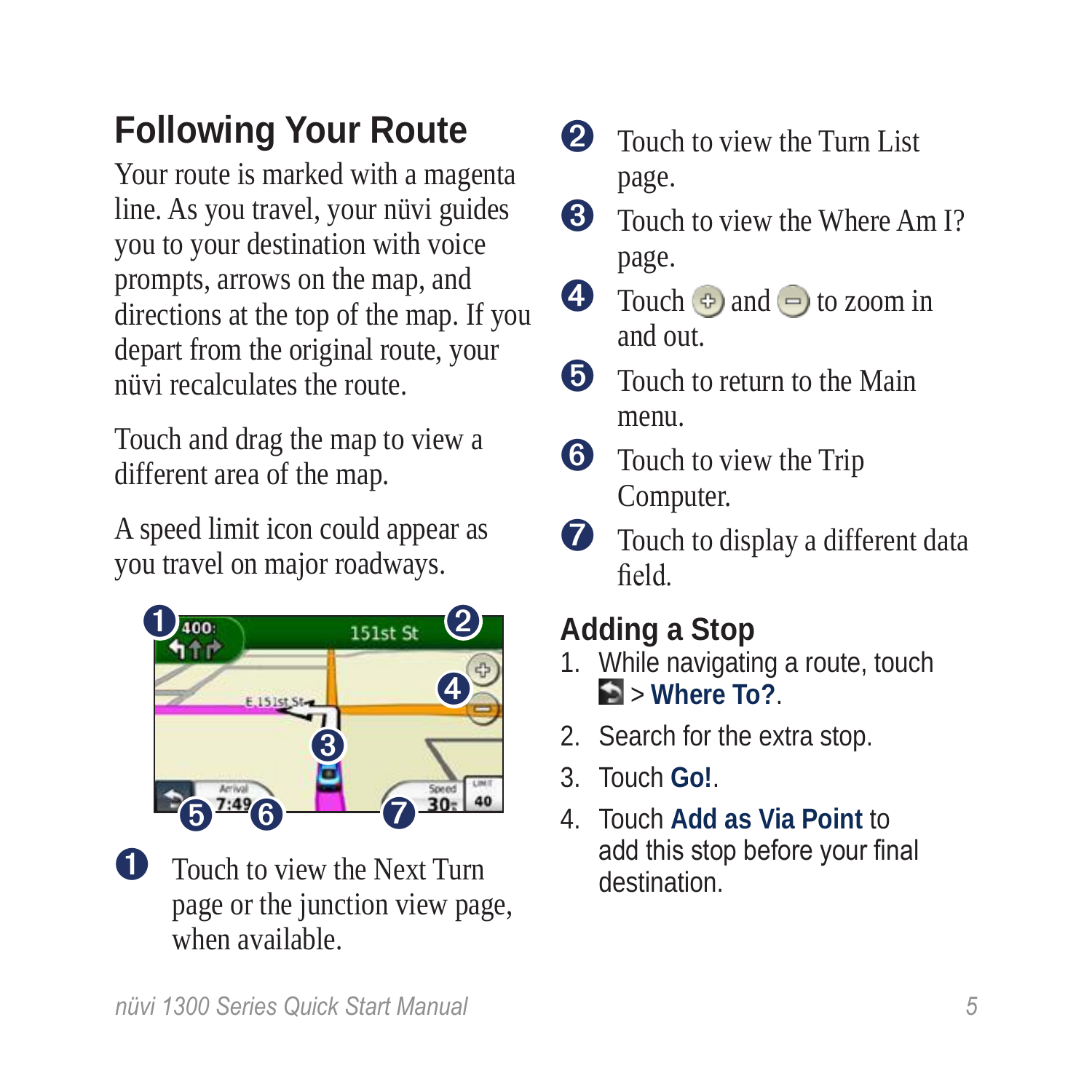## Following Your Route

Your route is marked with a magenta line. As you travel, your nüvi guides you to your destination with voice prompts, arrows on the map, and directions at the top of the map. If you depart from the original route, your nüvi recalculates the route.

Touch and drag the map to view a different area of the map.

A speed limit icon could appear as you travel on major roadways.

1. Touch to view the Next Turn page or the junction view page, when available.
2. Touch to view the Turn List page.
3. Touch to view the Where Am I? page.
4. Touch ⊕ and ⊖ to zoom in and out.
5. Touch to return to the Main menu.
6. Touch to view the Trip Computer.
7. Touch to display a different data field.

## Adding a Stop

1. While navigating a route, touch > **Where To?**.
2. Search for the extra stop.
3. Touch **Go!**.
4. Touch **Add as Via Point** to add this stop before your final destination.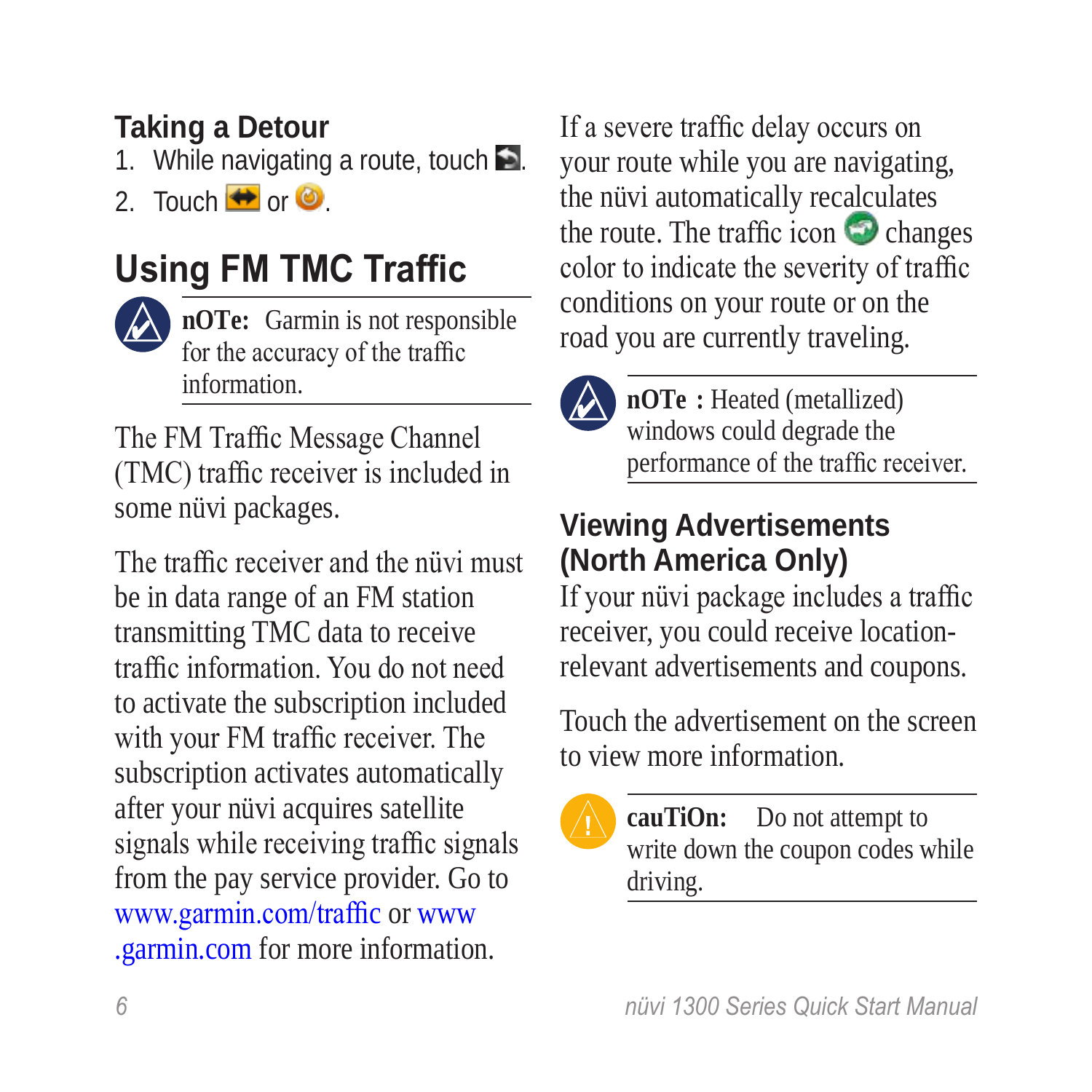### Taking a Detour

1. While navigating a route, touch .
2. Touch  or .

## Using FM TMC Traffic

**nOTe:** Garmin is not responsible for the accuracy of the traffic information.

The FM Traffic Message Channel (TMC) traffic receiver is included in some nüvi packages.

The traffic receiver and the nüvi must be in data range of an FM station transmitting TMC data to receive traffic information. You do not need to activate the subscription included with your FM traffic receiver. The subscription activates automatically after your nüvi acquires satellite signals while receiving traffic signals from the pay service provider. Go to www.garmin.com/traffic or www.garmin.com for more information.

If a severe traffic delay occurs on your route while you are navigating, the nüvi automatically recalculates the route. The traffic icon  changes color to indicate the severity of traffic conditions on your route or on the road you are currently traveling.

**nOTe :** Heated (metallized) windows could degrade the performance of the traffic receiver.

### Viewing Advertisements (North America Only)

If your nüvi package includes a traffic receiver, you could receive location-relevant advertisements and coupons.

Touch the advertisement on the screen to view more information.

**cauTiOn:** Do not attempt to write down the coupon codes while driving.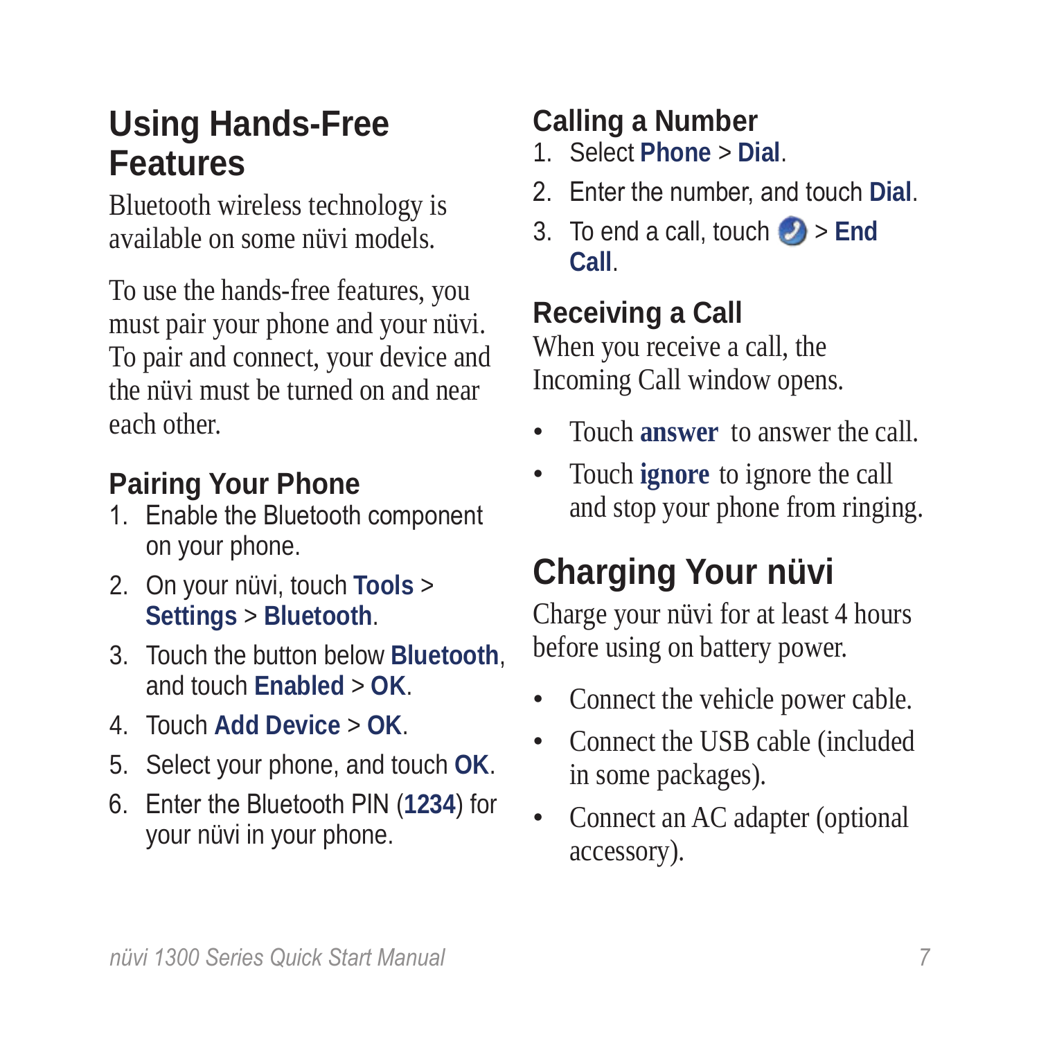## Using Hands-Free Features

Bluetooth wireless technology is available on some nüvi models.

To use the hands-free features, you must pair your phone and your nüvi. To pair and connect, your device and the nüvi must be turned on and near each other.

### Pairing Your Phone

1. Enable the Bluetooth component on your phone.
2. On your nüvi, touch **Tools** > **Settings** > **Bluetooth**.
3. Touch the button below **Bluetooth**, and touch **Enabled** > **OK**.
4. Touch **Add Device** > **OK**.
5. Select your phone, and touch **OK**.
6. Enter the Bluetooth PIN (**1234**) for your nüvi in your phone.

### Calling a Number

1. Select **Phone** > **Dial**.
2. Enter the number, and touch **Dial**.
3. To end a call, touch the phone icon > **End Call**.

### Receiving a Call

When you receive a call, the Incoming Call window opens.

- Touch **answer** to answer the call.
- Touch **ignore** to ignore the call and stop your phone from ringing.

## Charging Your nüvi

Charge your nüvi for at least 4 hours before using on battery power.

- Connect the vehicle power cable.
- Connect the USB cable (included in some packages).
- Connect an AC adapter (optional accessory).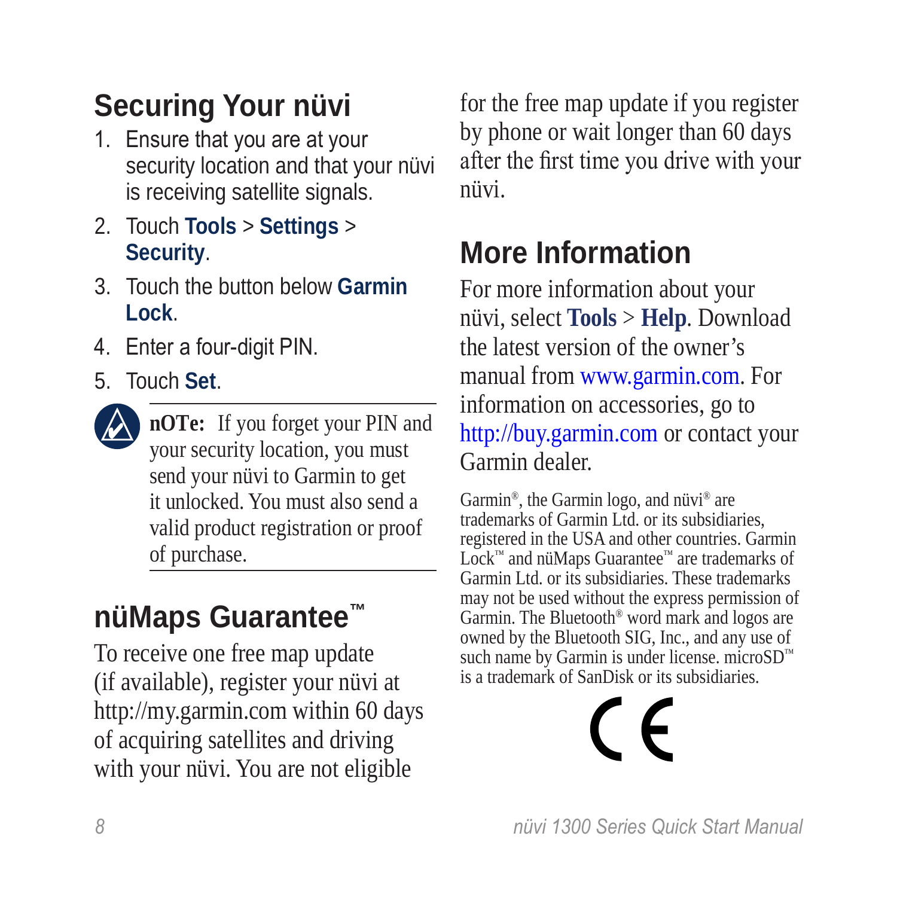## Securing Your nüvi

1. Ensure that you are at your security location and that your nüvi is receiving satellite signals.
2. Touch **Tools** > **Settings** > **Security**.
3. Touch the button below **Garmin Lock**.
4. Enter a four-digit PIN.
5. Touch **Set**.

**nOTe:** If you forget your PIN and your security location, you must send your nüvi to Garmin to get it unlocked. You must also send a valid product registration or proof of purchase.

## nüMaps Guarantee™

To receive one free map update (if available), register your nüvi at http://my.garmin.com within 60 days of acquiring satellites and driving with your nüvi. You are not eligible for the free map update if you register by phone or wait longer than 60 days after the first time you drive with your nüvi.

## More Information

For more information about your nüvi, select **Tools** > **Help**. Download the latest version of the owner's manual from www.garmin.com. For information on accessories, go to http://buy.garmin.com or contact your Garmin dealer.

Garmin®, the Garmin logo, and nüvi® are trademarks of Garmin Ltd. or its subsidiaries, registered in the USA and other countries. Garmin Lock™ and nüMaps Guarantee™ are trademarks of Garmin Ltd. or its subsidiaries. These trademarks may not be used without the express permission of Garmin. The Bluetooth® word mark and logos are owned by the Bluetooth SIG, Inc., and any use of such name by Garmin is under license. microSD™ is a trademark of SanDisk or its subsidiaries.

CE